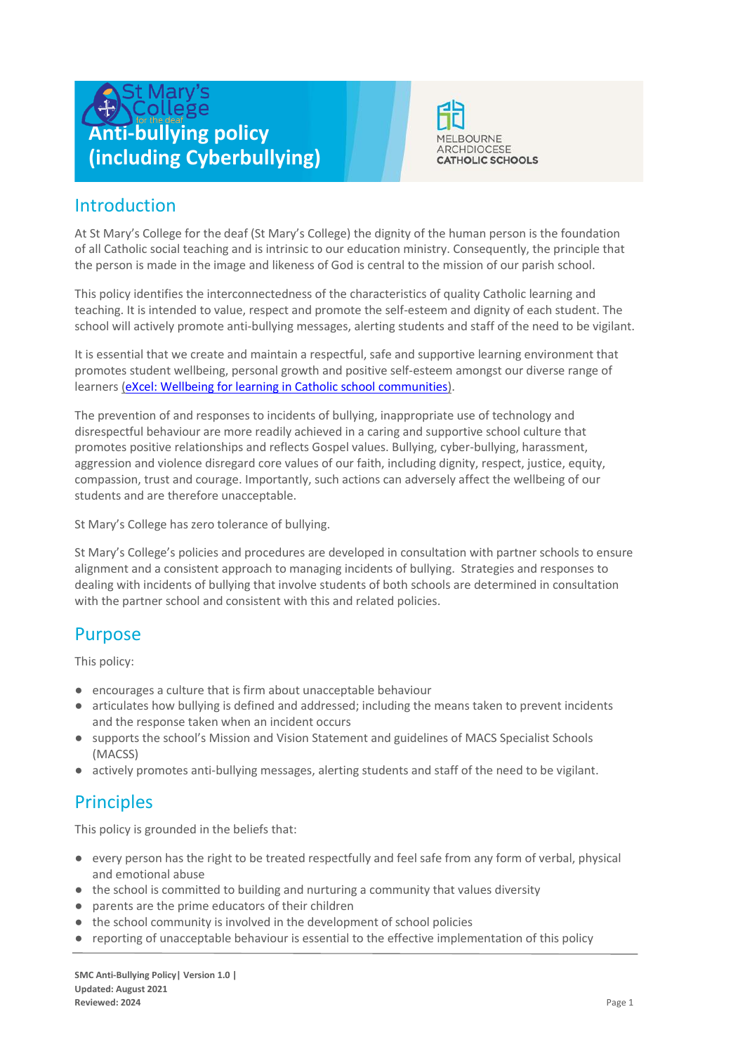St Mary's College for the deaf

# Anti-bullying policy (including Cyberbullying)

MELBOURNE ARCHDIOCESE CATHOLIC SCHOOLS

## Introduction

At St Mary's College for the deaf (St Mary's College) the dignity of the human person is the foundation of all Catholic social teaching and is intrinsic to our education ministry. Consequently, the principle that the person is made in the image and likeness of God is central to the mission of our parish school.

This policy identifies the interconnectedness of the characteristics of quality Catholic learning and teaching. It is intended to value, respect and promote the self-esteem and dignity of each student. The school will actively promote anti-bullying messages, alerting students and staff of the need to be vigilant.

It is essential that we create and maintain a respectful, safe and supportive learning environment that promotes student wellbeing, personal growth and positive self-esteem amongst our diverse range of learners (eXcel: Wellbeing for learning in Catholic school communities).

The prevention of and responses to incidents of bullying, inappropriate use of technology and disrespectful behaviour are more readily achieved in a caring and supportive school culture that promotes positive relationships and reflects Gospel values. Bullying, cyber-bullying, harassment, aggression and violence disregard core values of our faith, including dignity, respect, justice, equity, compassion, trust and courage. Importantly, such actions can adversely affect the wellbeing of our students and are therefore unacceptable.

St Mary's College has zero tolerance of bullying.

St Mary's College's policies and procedures are developed in consultation with partner schools to ensure alignment and a consistent approach to managing incidents of bullying. Strategies and responses to dealing with incidents of bullying that involve students of both schools are determined in consultation with the partner school and consistent with this and related policies.

## Purpose

This policy:

- encourages a culture that is firm about unacceptable behaviour
- articulates how bullying is defined and addressed; including the means taken to prevent incidents and the response taken when an incident occurs
- supports the school's Mission and Vision Statement and guidelines of MACS Specialist Schools (MACSS)
- actively promotes anti-bullying messages, alerting students and staff of the need to be vigilant.

## Principles

This policy is grounded in the beliefs that:

- every person has the right to be treated respectfully and feel safe from any form of verbal, physical and emotional abuse
- the school is committed to building and nurturing a community that values diversity
- parents are the prime educators of their children
- the school community is involved in the development of school policies
- reporting of unacceptable behaviour is essential to the effective implementation of this policy

SMC Anti-Bullying Policy| Version 1.0 |
Updated: August 2021
Reviewed: 2024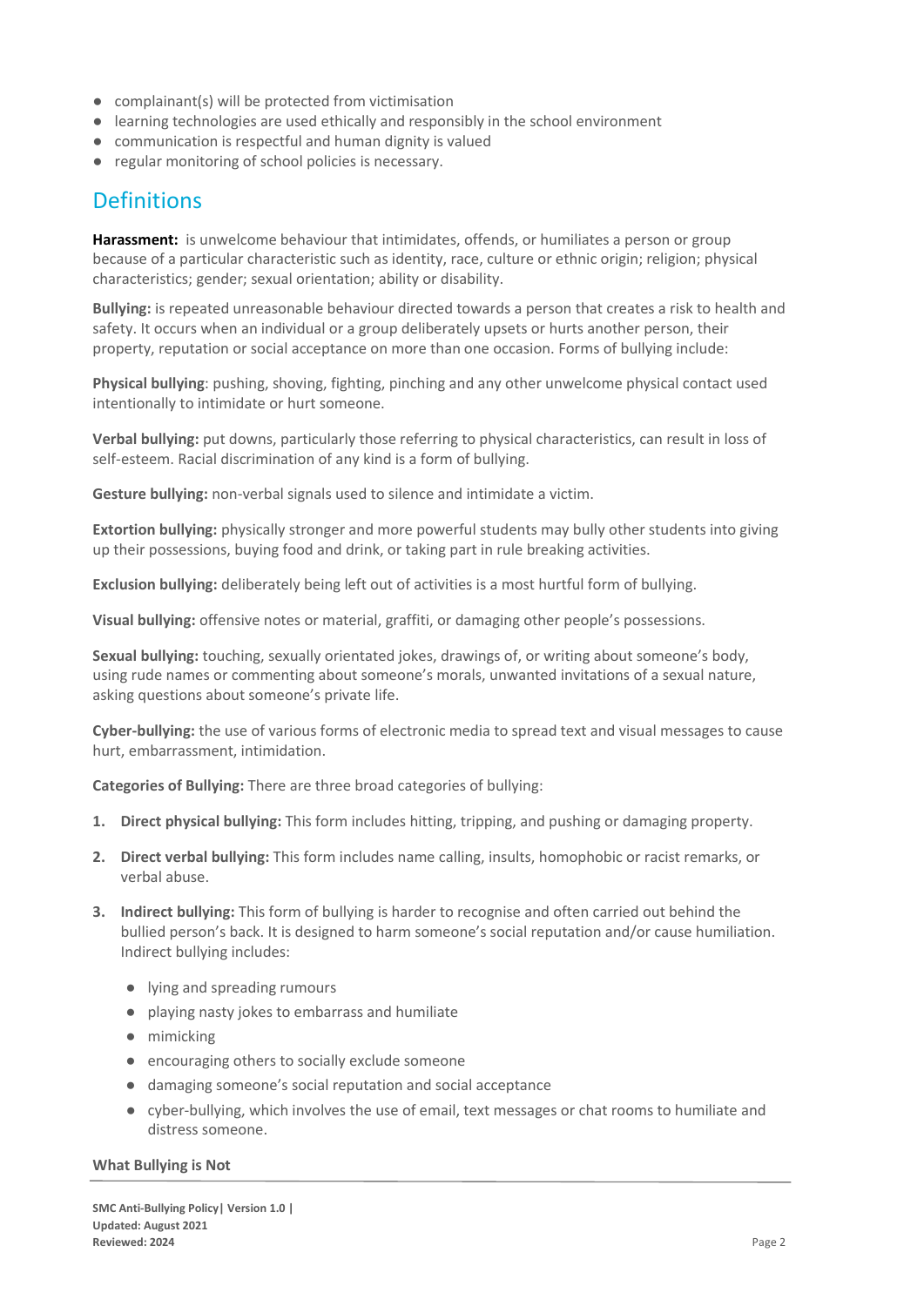- complainant(s) will be protected from victimisation
- learning technologies are used ethically and responsibly in the school environment
- communication is respectful and human dignity is valued
- regular monitoring of school policies is necessary.

## Definitions

**Harassment:** is unwelcome behaviour that intimidates, offends, or humiliates a person or group because of a particular characteristic such as identity, race, culture or ethnic origin; religion; physical characteristics; gender; sexual orientation; ability or disability.

**Bullying:** is repeated unreasonable behaviour directed towards a person that creates a risk to health and safety. It occurs when an individual or a group deliberately upsets or hurts another person, their property, reputation or social acceptance on more than one occasion. Forms of bullying include:

**Physical bullying**: pushing, shoving, fighting, pinching and any other unwelcome physical contact used intentionally to intimidate or hurt someone.

**Verbal bullying:** put downs, particularly those referring to physical characteristics, can result in loss of self-esteem. Racial discrimination of any kind is a form of bullying.

**Gesture bullying:** non-verbal signals used to silence and intimidate a victim.

**Extortion bullying:** physically stronger and more powerful students may bully other students into giving up their possessions, buying food and drink, or taking part in rule breaking activities.

**Exclusion bullying:** deliberately being left out of activities is a most hurtful form of bullying.

**Visual bullying:** offensive notes or material, graffiti, or damaging other people's possessions.

**Sexual bullying:** touching, sexually orientated jokes, drawings of, or writing about someone's body, using rude names or commenting about someone's morals, unwanted invitations of a sexual nature, asking questions about someone's private life.

**Cyber-bullying:** the use of various forms of electronic media to spread text and visual messages to cause hurt, embarrassment, intimidation.

**Categories of Bullying:** There are three broad categories of bullying:

1. **Direct physical bullying:** This form includes hitting, tripping, and pushing or damaging property.
2. **Direct verbal bullying:** This form includes name calling, insults, homophobic or racist remarks, or verbal abuse.
3. **Indirect bullying:** This form of bullying is harder to recognise and often carried out behind the bullied person's back. It is designed to harm someone's social reputation and/or cause humiliation. Indirect bullying includes:
   - lying and spreading rumours
   - playing nasty jokes to embarrass and humiliate
   - mimicking
   - encouraging others to socially exclude someone
   - damaging someone's social reputation and social acceptance
   - cyber-bullying, which involves the use of email, text messages or chat rooms to humiliate and distress someone.

**What Bullying is Not**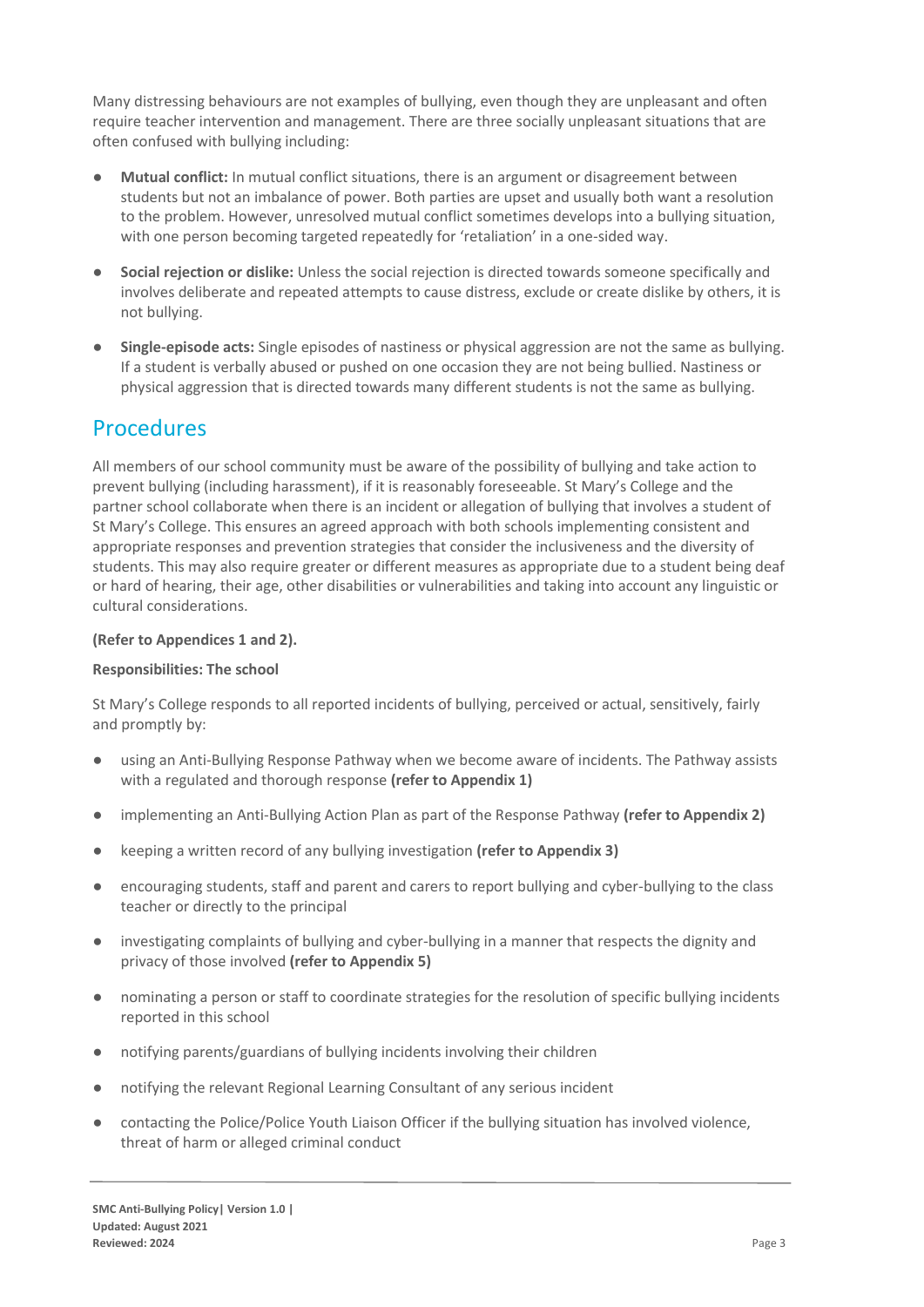Many distressing behaviours are not examples of bullying, even though they are unpleasant and often require teacher intervention and management. There are three socially unpleasant situations that are often confused with bullying including:

- **Mutual conflict:** In mutual conflict situations, there is an argument or disagreement between students but not an imbalance of power. Both parties are upset and usually both want a resolution to the problem. However, unresolved mutual conflict sometimes develops into a bullying situation, with one person becoming targeted repeatedly for 'retaliation' in a one-sided way.
- **Social rejection or dislike:** Unless the social rejection is directed towards someone specifically and involves deliberate and repeated attempts to cause distress, exclude or create dislike by others, it is not bullying.
- **Single-episode acts:** Single episodes of nastiness or physical aggression are not the same as bullying. If a student is verbally abused or pushed on one occasion they are not being bullied. Nastiness or physical aggression that is directed towards many different students is not the same as bullying.

## Procedures

All members of our school community must be aware of the possibility of bullying and take action to prevent bullying (including harassment), if it is reasonably foreseeable. St Mary's College and the partner school collaborate when there is an incident or allegation of bullying that involves a student of St Mary's College. This ensures an agreed approach with both schools implementing consistent and appropriate responses and prevention strategies that consider the inclusiveness and the diversity of students. This may also require greater or different measures as appropriate due to a student being deaf or hard of hearing, their age, other disabilities or vulnerabilities and taking into account any linguistic or cultural considerations.

**(Refer to Appendices 1 and 2).**

**Responsibilities: The school**

St Mary's College responds to all reported incidents of bullying, perceived or actual, sensitively, fairly and promptly by:

- using an Anti-Bullying Response Pathway when we become aware of incidents. The Pathway assists with a regulated and thorough response **(refer to Appendix 1)**
- implementing an Anti-Bullying Action Plan as part of the Response Pathway **(refer to Appendix 2)**
- keeping a written record of any bullying investigation **(refer to Appendix 3)**
- encouraging students, staff and parent and carers to report bullying and cyber-bullying to the class teacher or directly to the principal
- investigating complaints of bullying and cyber-bullying in a manner that respects the dignity and privacy of those involved **(refer to Appendix 5)**
- nominating a person or staff to coordinate strategies for the resolution of specific bullying incidents reported in this school
- notifying parents/guardians of bullying incidents involving their children
- notifying the relevant Regional Learning Consultant of any serious incident
- contacting the Police/Police Youth Liaison Officer if the bullying situation has involved violence, threat of harm or alleged criminal conduct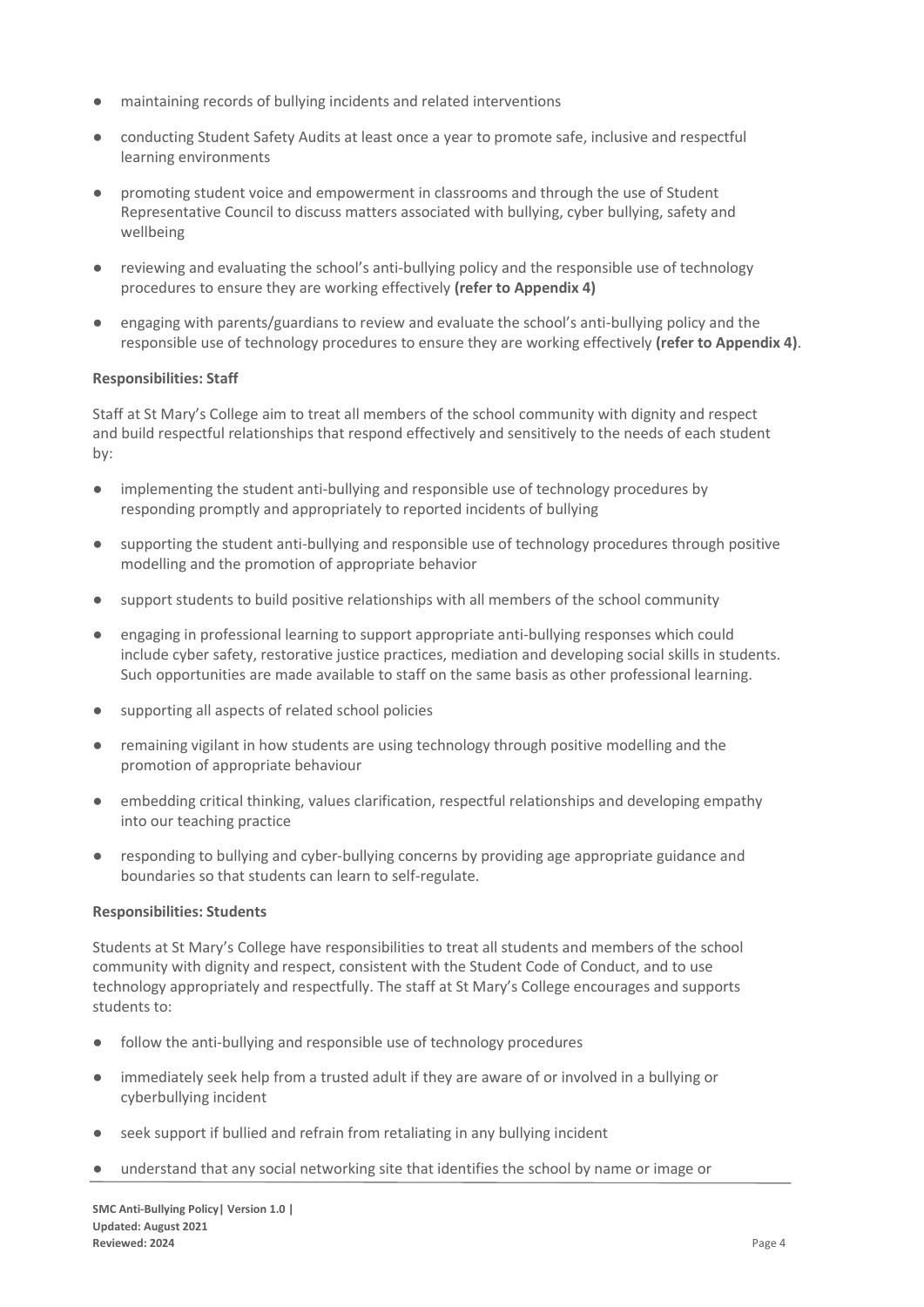- maintaining records of bullying incidents and related interventions
- conducting Student Safety Audits at least once a year to promote safe, inclusive and respectful learning environments
- promoting student voice and empowerment in classrooms and through the use of Student Representative Council to discuss matters associated with bullying, cyber bullying, safety and wellbeing
- reviewing and evaluating the school's anti-bullying policy and the responsible use of technology procedures to ensure they are working effectively **(refer to Appendix 4)**
- engaging with parents/guardians to review and evaluate the school's anti-bullying policy and the responsible use of technology procedures to ensure they are working effectively **(refer to Appendix 4)**.

**Responsibilities: Staff**

Staff at St Mary's College aim to treat all members of the school community with dignity and respect and build respectful relationships that respond effectively and sensitively to the needs of each student by:

- implementing the student anti-bullying and responsible use of technology procedures by responding promptly and appropriately to reported incidents of bullying
- supporting the student anti-bullying and responsible use of technology procedures through positive modelling and the promotion of appropriate behavior
- support students to build positive relationships with all members of the school community
- engaging in professional learning to support appropriate anti-bullying responses which could include cyber safety, restorative justice practices, mediation and developing social skills in students. Such opportunities are made available to staff on the same basis as other professional learning.
- supporting all aspects of related school policies
- remaining vigilant in how students are using technology through positive modelling and the promotion of appropriate behaviour
- embedding critical thinking, values clarification, respectful relationships and developing empathy into our teaching practice
- responding to bullying and cyber-bullying concerns by providing age appropriate guidance and boundaries so that students can learn to self-regulate.

**Responsibilities: Students**

Students at St Mary's College have responsibilities to treat all students and members of the school community with dignity and respect, consistent with the Student Code of Conduct, and to use technology appropriately and respectfully. The staff at St Mary's College encourages and supports students to:

- follow the anti-bullying and responsible use of technology procedures
- immediately seek help from a trusted adult if they are aware of or involved in a bullying or cyberbullying incident
- seek support if bullied and refrain from retaliating in any bullying incident
- understand that any social networking site that identifies the school by name or image or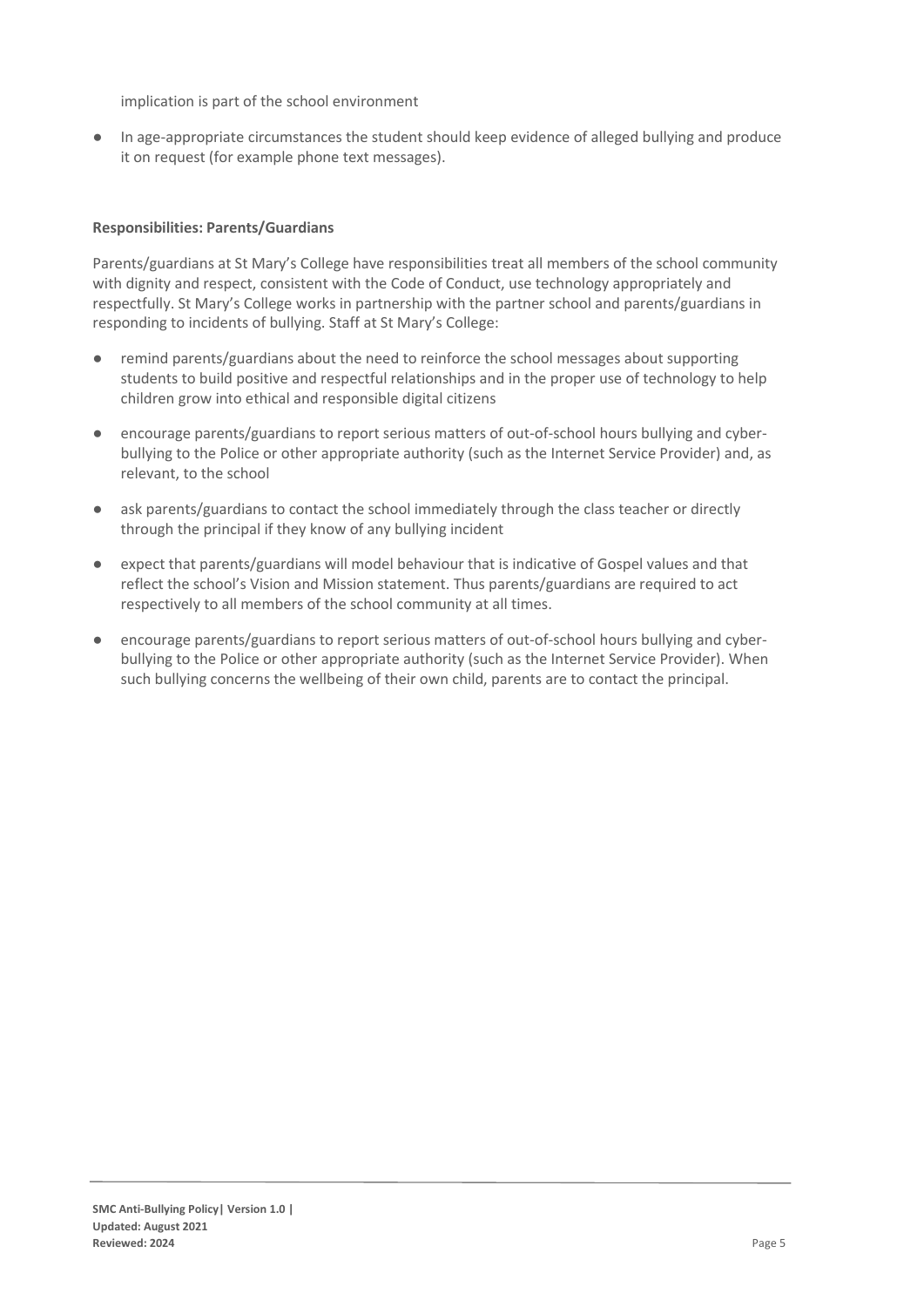implication is part of the school environment

- In age-appropriate circumstances the student should keep evidence of alleged bullying and produce it on request (for example phone text messages).

**Responsibilities: Parents/Guardians**

Parents/guardians at St Mary's College have responsibilities treat all members of the school community with dignity and respect, consistent with the Code of Conduct, use technology appropriately and respectfully. St Mary's College works in partnership with the partner school and parents/guardians in responding to incidents of bullying. Staff at St Mary's College:

- remind parents/guardians about the need to reinforce the school messages about supporting students to build positive and respectful relationships and in the proper use of technology to help children grow into ethical and responsible digital citizens
- encourage parents/guardians to report serious matters of out-of-school hours bullying and cyber-bullying to the Police or other appropriate authority (such as the Internet Service Provider) and, as relevant, to the school
- ask parents/guardians to contact the school immediately through the class teacher or directly through the principal if they know of any bullying incident
- expect that parents/guardians will model behaviour that is indicative of Gospel values and that reflect the school's Vision and Mission statement. Thus parents/guardians are required to act respectively to all members of the school community at all times.
- encourage parents/guardians to report serious matters of out-of-school hours bullying and cyber-bullying to the Police or other appropriate authority (such as the Internet Service Provider). When such bullying concerns the wellbeing of their own child, parents are to contact the principal.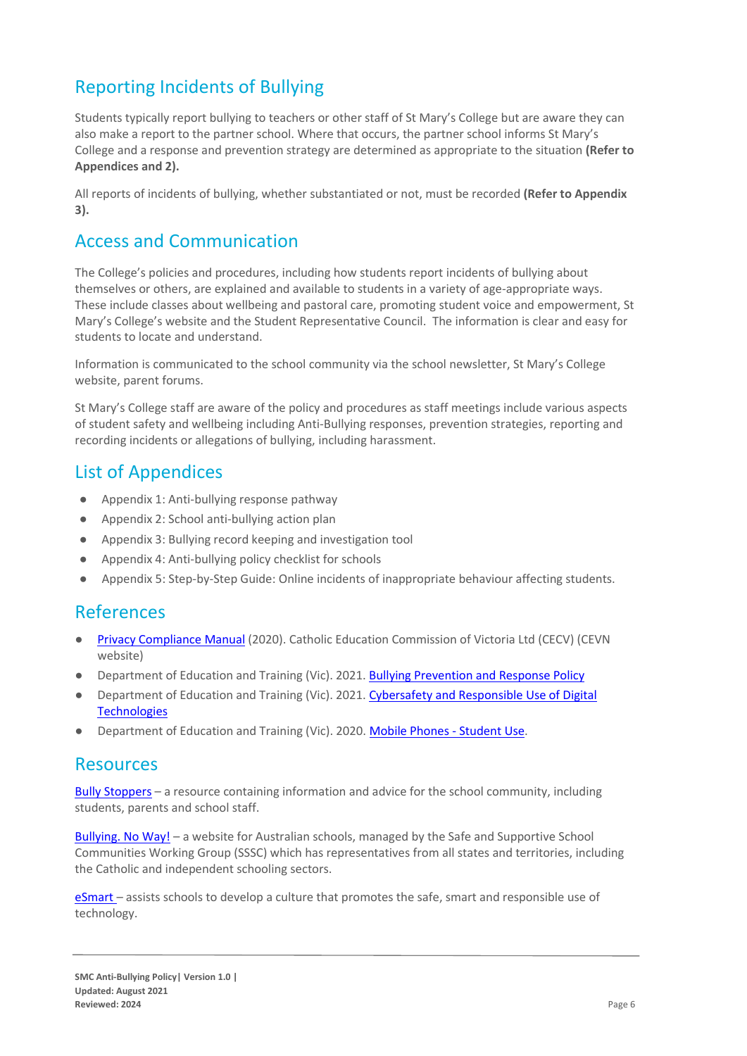## Reporting Incidents of Bullying

Students typically report bullying to teachers or other staff of St Mary's College but are aware they can also make a report to the partner school. Where that occurs, the partner school informs St Mary's College and a response and prevention strategy are determined as appropriate to the situation **(Refer to Appendices and 2).**

All reports of incidents of bullying, whether substantiated or not, must be recorded **(Refer to Appendix 3).**

## Access and Communication

The College's policies and procedures, including how students report incidents of bullying about themselves or others, are explained and available to students in a variety of age-appropriate ways. These include classes about wellbeing and pastoral care, promoting student voice and empowerment, St Mary's College's website and the Student Representative Council. The information is clear and easy for students to locate and understand.

Information is communicated to the school community via the school newsletter, St Mary's College website, parent forums.

St Mary's College staff are aware of the policy and procedures as staff meetings include various aspects of student safety and wellbeing including Anti-Bullying responses, prevention strategies, reporting and recording incidents or allegations of bullying, including harassment.

## List of Appendices

- Appendix 1: Anti-bullying response pathway
- Appendix 2: School anti-bullying action plan
- Appendix 3: Bullying record keeping and investigation tool
- Appendix 4: Anti-bullying policy checklist for schools
- Appendix 5: Step-by-Step Guide: Online incidents of inappropriate behaviour affecting students.

## References

- Privacy Compliance Manual (2020). Catholic Education Commission of Victoria Ltd (CECV) (CEVN website)
- Department of Education and Training (Vic). 2021. Bullying Prevention and Response Policy
- Department of Education and Training (Vic). 2021. Cybersafety and Responsible Use of Digital Technologies
- Department of Education and Training (Vic). 2020. Mobile Phones - Student Use.

## Resources

Bully Stoppers – a resource containing information and advice for the school community, including students, parents and school staff.

Bullying. No Way! – a website for Australian schools, managed by the Safe and Supportive School Communities Working Group (SSSC) which has representatives from all states and territories, including the Catholic and independent schooling sectors.

eSmart – assists schools to develop a culture that promotes the safe, smart and responsible use of technology.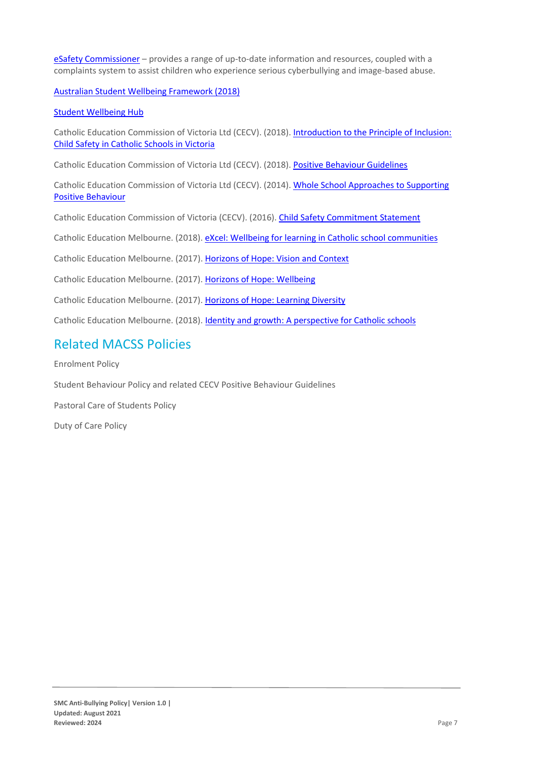eSafety Commissioner – provides a range of up-to-date information and resources, coupled with a complaints system to assist children who experience serious cyberbullying and image-based abuse.

Australian Student Wellbeing Framework (2018)

Student Wellbeing Hub

Catholic Education Commission of Victoria Ltd (CECV). (2018). Introduction to the Principle of Inclusion: Child Safety in Catholic Schools in Victoria

Catholic Education Commission of Victoria Ltd (CECV). (2018). Positive Behaviour Guidelines

Catholic Education Commission of Victoria Ltd (CECV). (2014). Whole School Approaches to Supporting Positive Behaviour

Catholic Education Commission of Victoria (CECV). (2016). Child Safety Commitment Statement

Catholic Education Melbourne. (2018). eXcel: Wellbeing for learning in Catholic school communities

Catholic Education Melbourne. (2017). Horizons of Hope: Vision and Context

Catholic Education Melbourne. (2017). Horizons of Hope: Wellbeing

Catholic Education Melbourne. (2017). Horizons of Hope: Learning Diversity

Catholic Education Melbourne. (2018). Identity and growth: A perspective for Catholic schools

## Related MACSS Policies

Enrolment Policy

Student Behaviour Policy and related CECV Positive Behaviour Guidelines

Pastoral Care of Students Policy

Duty of Care Policy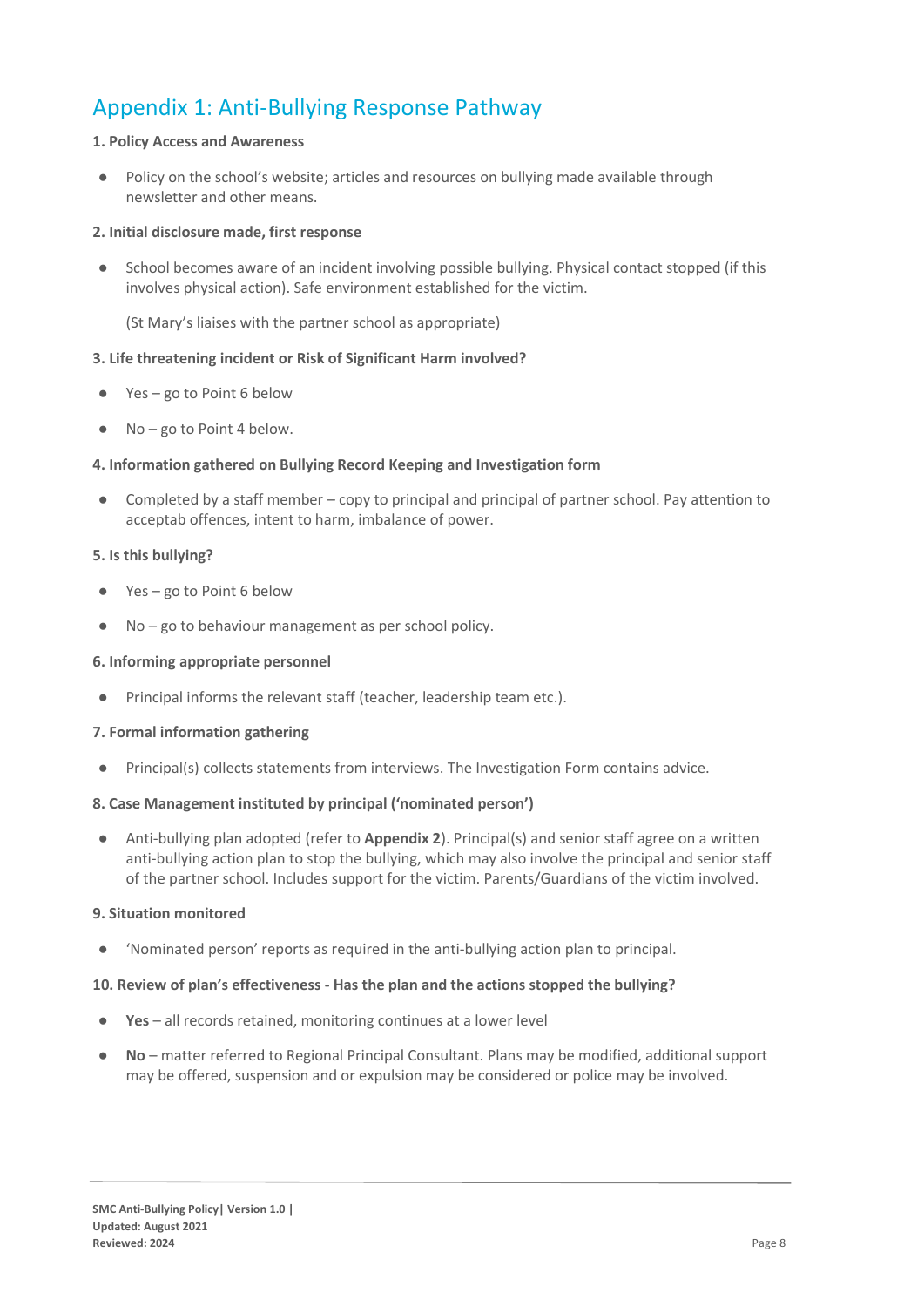## Appendix 1: Anti-Bullying Response Pathway

**1. Policy Access and Awareness**

- Policy on the school's website; articles and resources on bullying made available through newsletter and other means.

**2. Initial disclosure made, first response**

- School becomes aware of an incident involving possible bullying. Physical contact stopped (if this involves physical action). Safe environment established for the victim.

  (St Mary's liaises with the partner school as appropriate)

**3. Life threatening incident or Risk of Significant Harm involved?**

- Yes – go to Point 6 below
- No – go to Point 4 below.

**4. Information gathered on Bullying Record Keeping and Investigation form**

- Completed by a staff member – copy to principal and principal of partner school. Pay attention to acceptab offences, intent to harm, imbalance of power.

**5. Is this bullying?**

- Yes – go to Point 6 below
- No – go to behaviour management as per school policy.

**6. Informing appropriate personnel**

- Principal informs the relevant staff (teacher, leadership team etc.).

**7. Formal information gathering**

- Principal(s) collects statements from interviews. The Investigation Form contains advice.

**8. Case Management instituted by principal ('nominated person')**

- Anti-bullying plan adopted (refer to **Appendix 2**). Principal(s) and senior staff agree on a written anti-bullying action plan to stop the bullying, which may also involve the principal and senior staff of the partner school. Includes support for the victim. Parents/Guardians of the victim involved.

**9. Situation monitored**

- 'Nominated person' reports as required in the anti-bullying action plan to principal.

**10. Review of plan's effectiveness - Has the plan and the actions stopped the bullying?**

- **Yes** – all records retained, monitoring continues at a lower level
- **No** – matter referred to Regional Principal Consultant. Plans may be modified, additional support may be offered, suspension and or expulsion may be considered or police may be involved.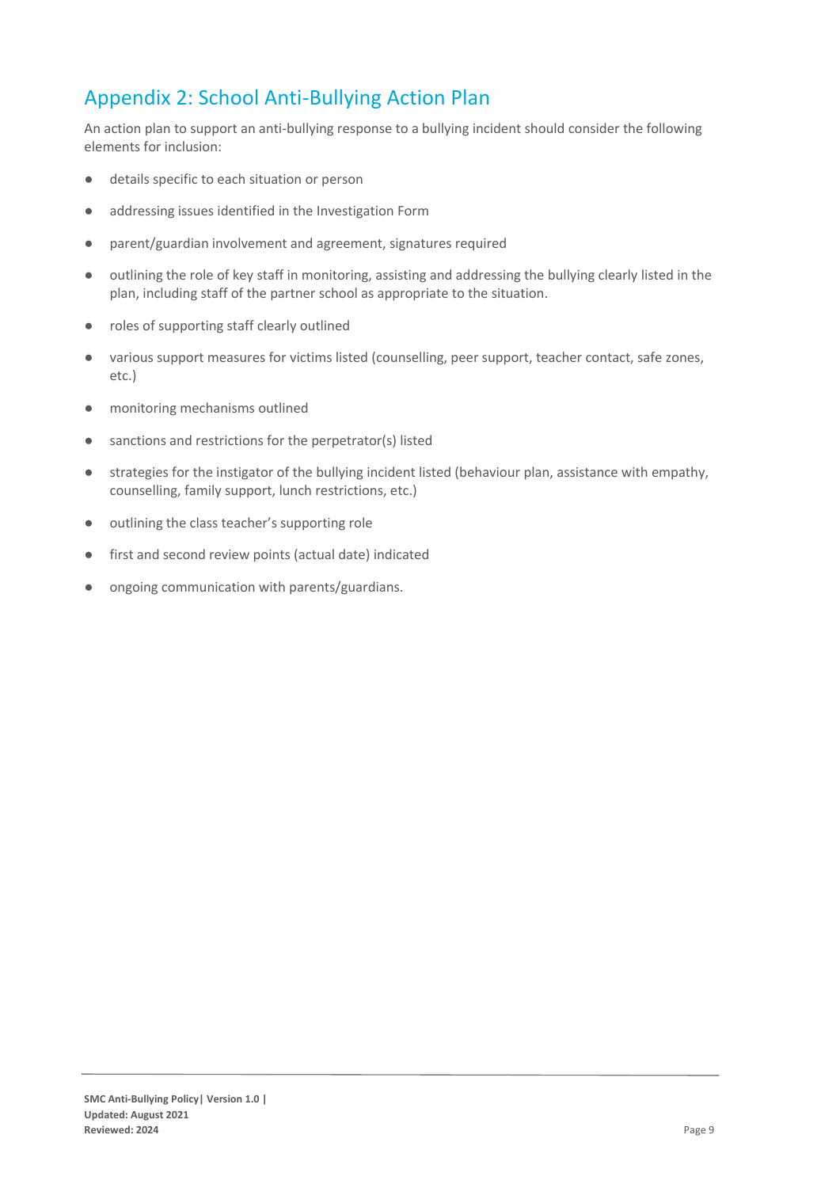## Appendix 2: School Anti-Bullying Action Plan

An action plan to support an anti-bullying response to a bullying incident should consider the following elements for inclusion:

- details specific to each situation or person
- addressing issues identified in the Investigation Form
- parent/guardian involvement and agreement, signatures required
- outlining the role of key staff in monitoring, assisting and addressing the bullying clearly listed in the plan, including staff of the partner school as appropriate to the situation.
- roles of supporting staff clearly outlined
- various support measures for victims listed (counselling, peer support, teacher contact, safe zones, etc.)
- monitoring mechanisms outlined
- sanctions and restrictions for the perpetrator(s) listed
- strategies for the instigator of the bullying incident listed (behaviour plan, assistance with empathy, counselling, family support, lunch restrictions, etc.)
- outlining the class teacher's supporting role
- first and second review points (actual date) indicated
- ongoing communication with parents/guardians.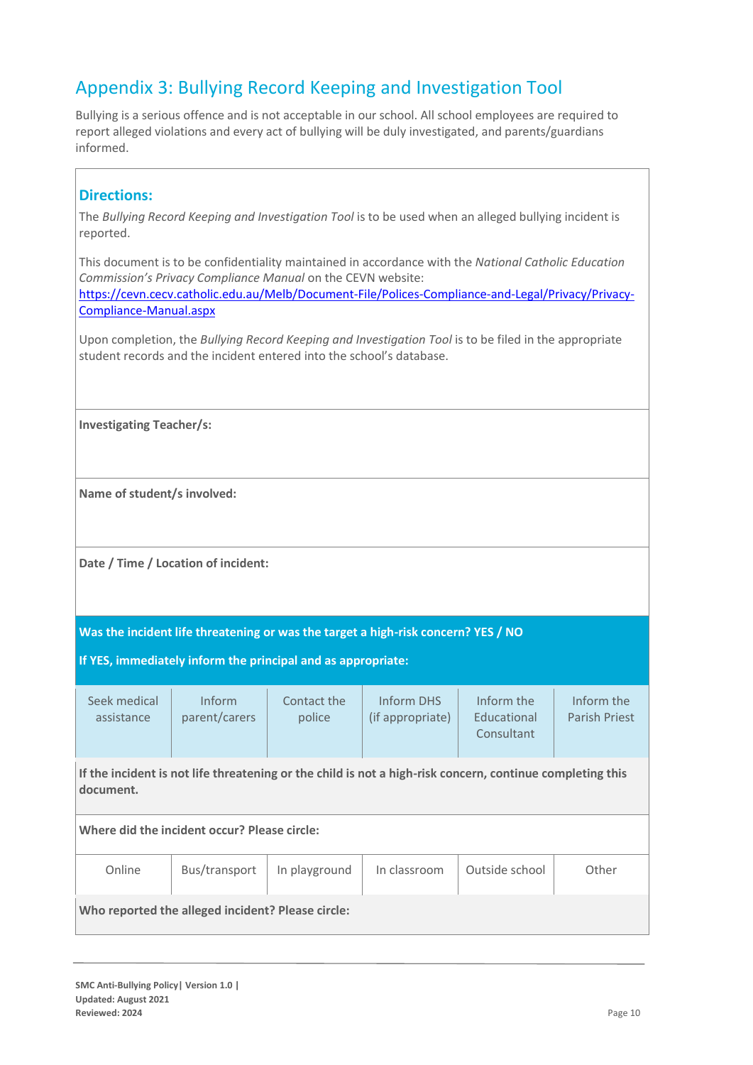## Appendix 3: Bullying Record Keeping and Investigation Tool

Bullying is a serious offence and is not acceptable in our school. All school employees are required to report alleged violations and every act of bullying will be duly investigated, and parents/guardians informed.

### Directions:

The *Bullying Record Keeping and Investigation Tool* is to be used when an alleged bullying incident is reported.

This document is to be confidentiality maintained in accordance with the *National Catholic Education Commission's Privacy Compliance Manual* on the CEVN website: [https://cevn.cecv.catholic.edu.au/Melb/Document-File/Polices-Compliance-and-Legal/Privacy/Privacy-Compliance-Manual.aspx](https://cevn.cecv.catholic.edu.au/Melb/Document-File/Polices-Compliance-and-Legal/Privacy/Privacy-Compliance-Manual.aspx)

Upon completion, the *Bullying Record Keeping and Investigation Tool* is to be filed in the appropriate student records and the incident entered into the school's database.

**Investigating Teacher/s:**

**Name of student/s involved:**

**Date / Time / Location of incident:**

**Was the incident life threatening or was the target a high-risk concern? YES / NO**

**If YES, immediately inform the principal and as appropriate:**

| | | | | | |
|---|---|---|---|---|---|
| Seek medical assistance | Inform parent/carers | Contact the police | Inform DHS (if appropriate) | Inform the Educational Consultant | Inform the Parish Priest |

**If the incident is not life threatening or the child is not a high-risk concern, continue completing this document.**

**Where did the incident occur? Please circle:**

| | | | | | |
|---|---|---|---|---|---|
| Online | Bus/transport | In playground | In classroom | Outside school | Other |

**Who reported the alleged incident? Please circle:**

**SMC Anti-Bullying Policy| Version 1.0 |**
**Updated: August 2021**
**Reviewed: 2024**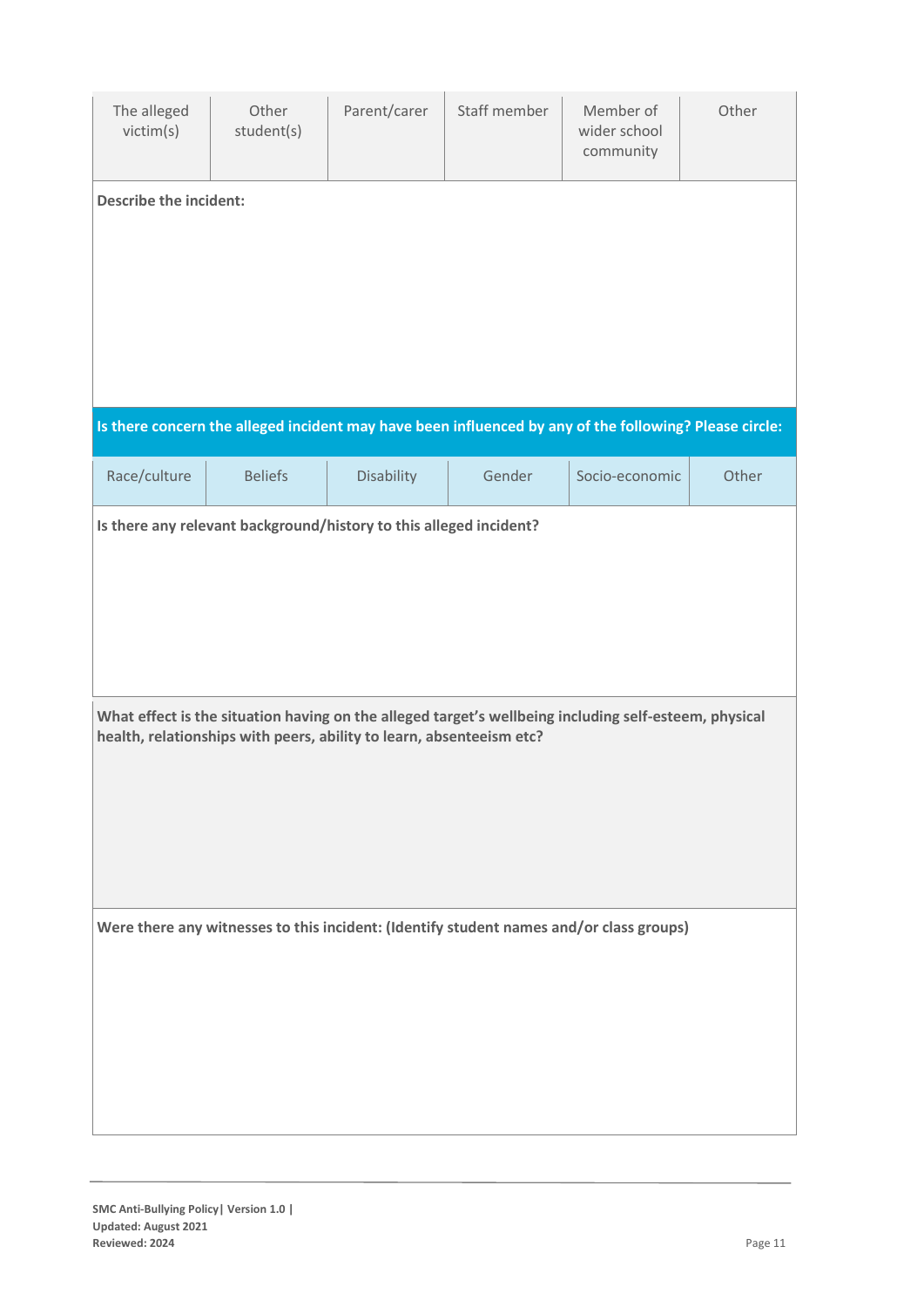| | | | | | |
|---|---|---|---|---|---|
| The alleged victim(s) | Other student(s) | Parent/carer | Staff member | Member of wider school community | Other |

**Describe the incident:**

**Is there concern the alleged incident may have been influenced by any of the following? Please circle:**

| | | | | | |
|---|---|---|---|---|---|
| Race/culture | Beliefs | Disability | Gender | Socio-economic | Other |

**Is there any relevant background/history to this alleged incident?**

**What effect is the situation having on the alleged target's wellbeing including self-esteem, physical health, relationships with peers, ability to learn, absenteeism etc?**

**Were there any witnesses to this incident: (Identify student names and/or class groups)**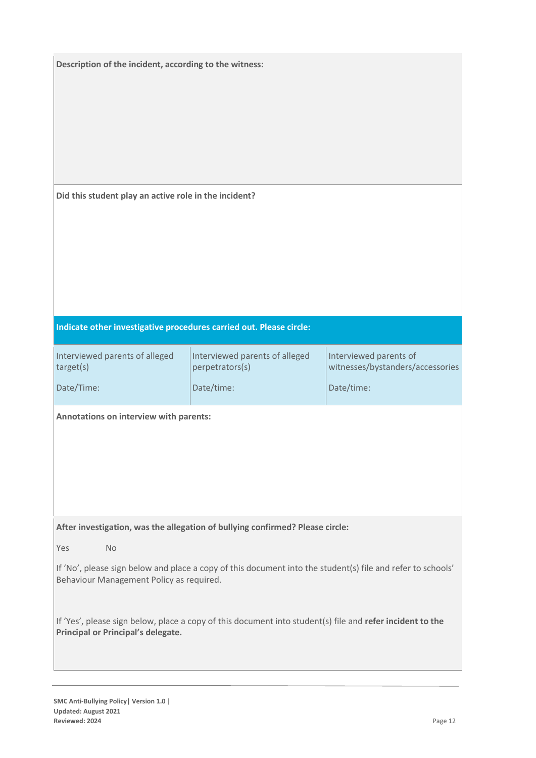**Description of the incident, according to the witness:**

**Did this student play an active role in the incident?**

**Indicate other investigative procedures carried out. Please circle:**

| | | |
|---|---|---|
| Interviewed parents of alleged target(s)<br><br>Date/Time: | Interviewed parents of alleged perpetrators(s)<br><br>Date/time: | Interviewed parents of witnesses/bystanders/accessories<br><br>Date/time: |

**Annotations on interview with parents:**

**After investigation, was the allegation of bullying confirmed? Please circle:**

Yes No

If 'No', please sign below and place a copy of this document into the student(s) file and refer to schools' Behaviour Management Policy as required.

If 'Yes', please sign below, place a copy of this document into student(s) file and **refer incident to the Principal or Principal's delegate.**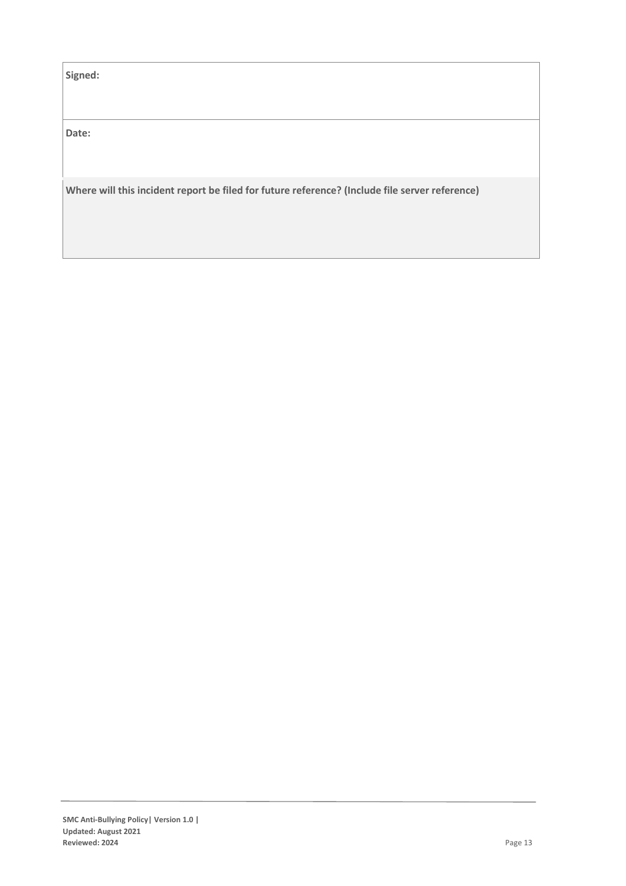| **Signed:** |
| --- |
| **Date:** |
| **Where will this incident report be filed for future reference? (Include file server reference)** |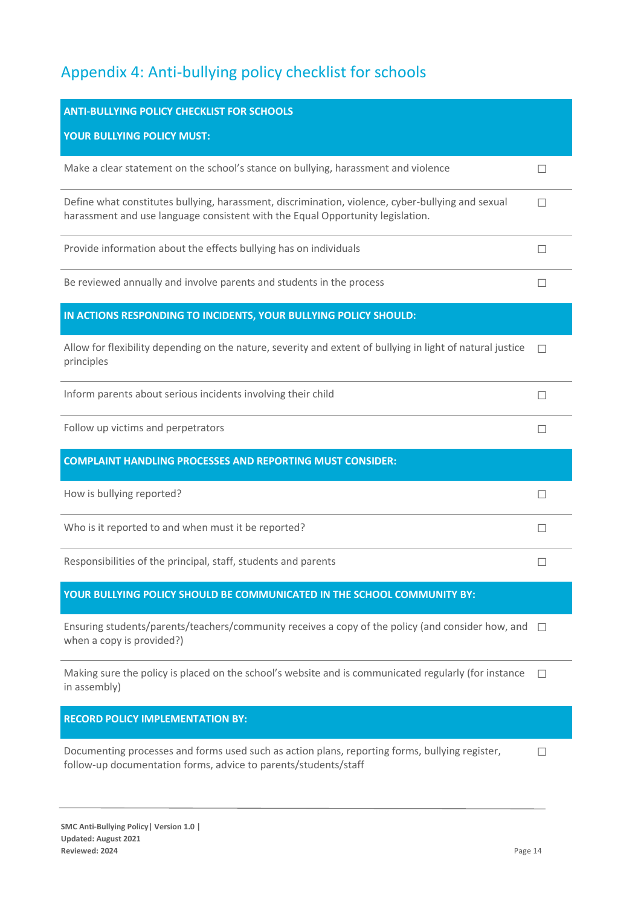## Appendix 4: Anti-bullying policy checklist for schools

| ANTI-BULLYING POLICY CHECKLIST FOR SCHOOLS<br><br>YOUR BULLYING POLICY MUST: | |
|---|---|
| Make a clear statement on the school's stance on bullying, harassment and violence | ☐ |
| Define what constitutes bullying, harassment, discrimination, violence, cyber-bullying and sexual harassment and use language consistent with the Equal Opportunity legislation. | ☐ |
| Provide information about the effects bullying has on individuals | ☐ |
| Be reviewed annually and involve parents and students in the process | ☐ |
| **IN ACTIONS RESPONDING TO INCIDENTS, YOUR BULLYING POLICY SHOULD:** | |
| Allow for flexibility depending on the nature, severity and extent of bullying in light of natural justice principles | ☐ |
| Inform parents about serious incidents involving their child | ☐ |
| Follow up victims and perpetrators | ☐ |
| **COMPLAINT HANDLING PROCESSES AND REPORTING MUST CONSIDER:** | |
| How is bullying reported? | ☐ |
| Who is it reported to and when must it be reported? | ☐ |
| Responsibilities of the principal, staff, students and parents | ☐ |
| **YOUR BULLYING POLICY SHOULD BE COMMUNICATED IN THE SCHOOL COMMUNITY BY:** | |
| Ensuring students/parents/teachers/community receives a copy of the policy (and consider how, and when a copy is provided?) | ☐ |
| Making sure the policy is placed on the school's website and is communicated regularly (for instance in assembly) | ☐ |
| **RECORD POLICY IMPLEMENTATION BY:** | |
| Documenting processes and forms used such as action plans, reporting forms, bullying register, follow-up documentation forms, advice to parents/students/staff | ☐ |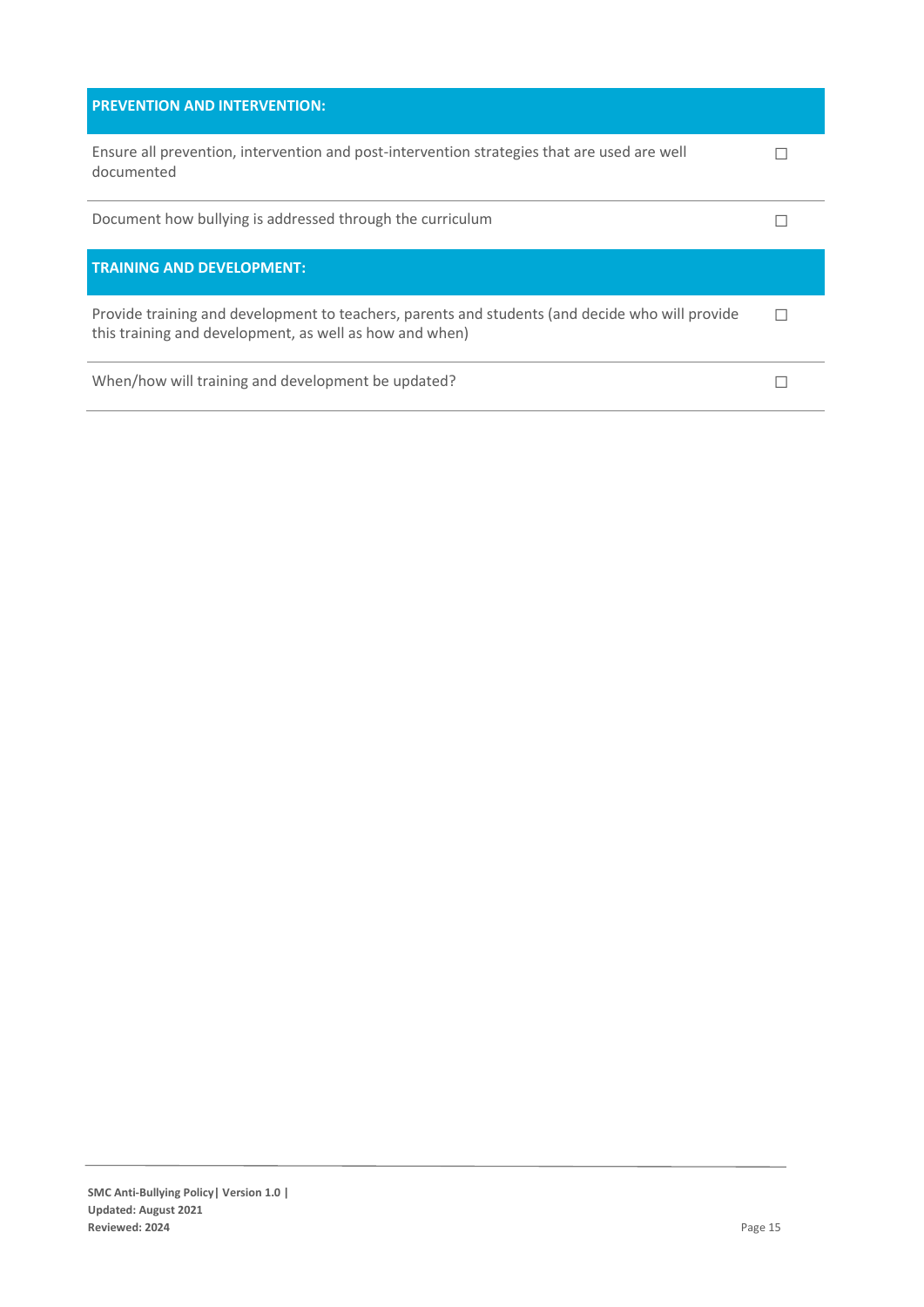| PREVENTION AND INTERVENTION: | |
| --- | --- |
| Ensure all prevention, intervention and post-intervention strategies that are used are well documented | ☐ |
| Document how bullying is addressed through the curriculum | ☐ |

| TRAINING AND DEVELOPMENT: | |
| --- | --- |
| Provide training and development to teachers, parents and students (and decide who will provide this training and development, as well as how and when) | ☐ |
| When/how will training and development be updated? | ☐ |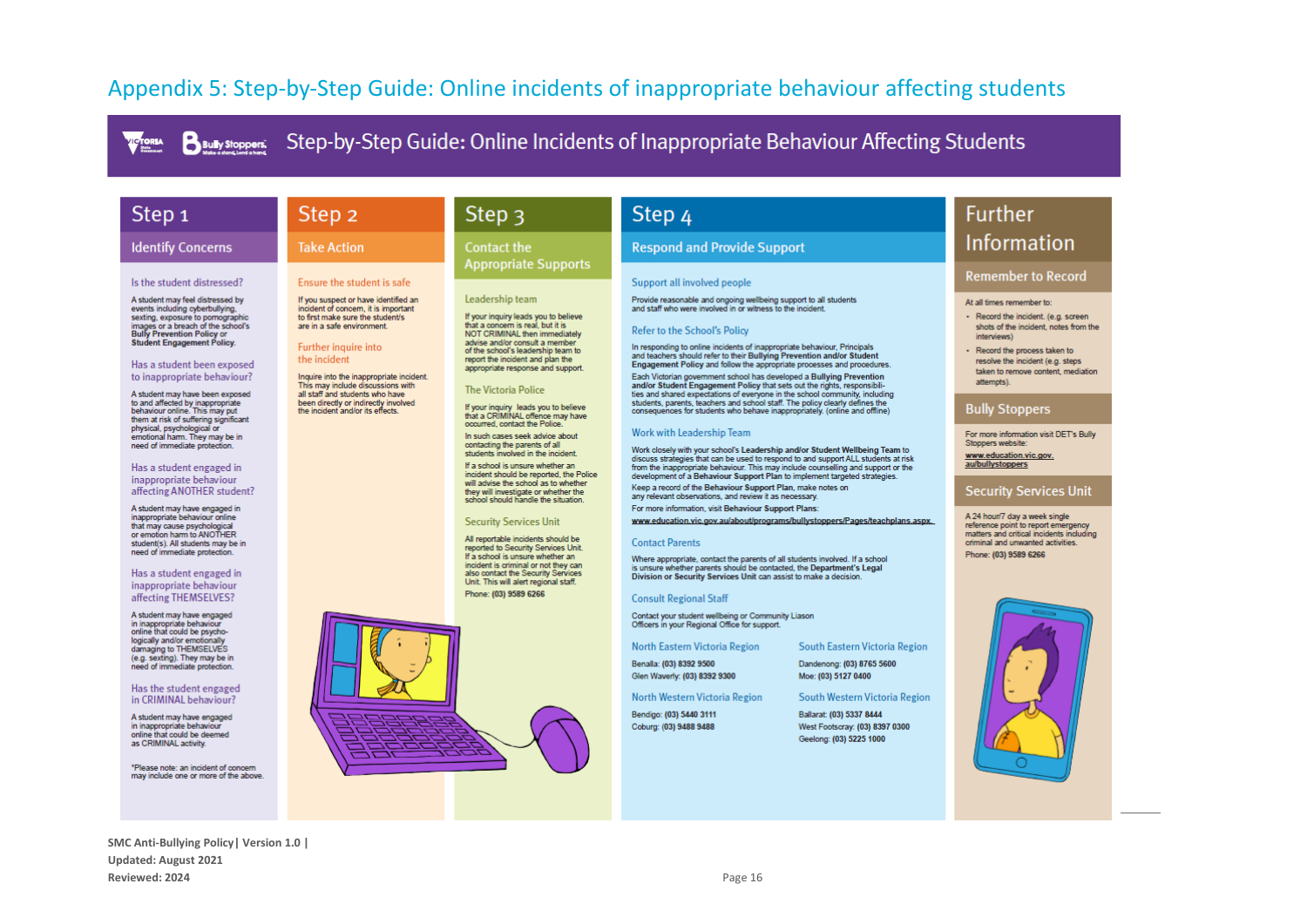# Appendix 5: Step-by-Step Guide: Online incidents of inappropriate behaviour affecting students

## Step-by-Step Guide: Online Incidents of Inappropriate Behaviour Affecting Students

### Step 1 – Identify Concerns

**Is the student distressed?**

A student may feel distressed by events including cyberbullying, sexting, exposure to pornographic images or a breach of the school's **Bully Prevention Policy** or **Student Engagement Policy**.

**Has a student been exposed to inappropriate behaviour?**

A student may have been exposed to and affected by inappropriate behaviour online. This may put them at risk of suffering significant physical, psychological or emotional harm. They may be in need of immediate protection.

**Has a student engaged in inappropriate behaviour affecting ANOTHER student?**

A student may have engaged in inappropriate behaviour online that may cause psychological or emotion harm to ANOTHER student(s). All students may be in need of immediate protection.

**Has a student engaged in inappropriate behaviour affecting THEMSELVES?**

A student may have engaged in inappropriate behaviour online that could be psychologically and/or emotionally damaging to THEMSELVES (e.g. sexting). They may be in need of immediate protection.

**Has the student engaged in CRIMINAL behaviour?**

A student may have engaged in inappropriate behaviour online that could be deemed as CRIMINAL activity.

*Please note: an incident of concern may include one or more of the above.

### Step 2 – Take Action

**Ensure the student is safe**

If you suspect or have identified an incident of concern, it is important to first make sure the student's are in a safe environment.

**Further inquire into the incident**

Inquire into the inappropriate incident. This may include discussions with all staff and students who have been directly or indirectly involved the incident and/or its effects.

### Step 3 – Contact the Appropriate Supports

**Leadership team**

If your inquiry leads you to believe that a concern is real, but it is NOT CRIMINAL then immediately advise and/or consult a member of the school's leadership team to report the incident and plan the appropriate response and support.

**The Victoria Police**

If your inquiry leads you to believe that a CRIMINAL offence may have occurred, contact the Police.

In such cases seek advice about contacting the parents of all students involved in the incident.

If a school is unsure whether an incident should be reported, the Police will advise the school as to whether they will investigate or whether the school should handle the situation.

**Security Services Unit**

All reportable incidents should be reported to Security Services Unit. If a school is unsure whether an incident is criminal or not they can also contact the Security Services Unit. This will alert regional staff.

Phone: **(03) 9589 6266**

### Step 4 – Respond and Provide Support

**Support all involved people**

Provide reasonable and ongoing wellbeing support to all students and staff who were involved in or witness to the incident.

**Refer to the School's Policy**

In responding to online incidents of inappropriate behaviour, Principals and teachers should refer to their **Bullying Prevention and/or Student Engagement Policy** and follow the appropriate processes and procedures.

Each Victorian government school has developed a **Bullying Prevention and/or Student Engagement Policy** that sets out the rights, responsibilities and shared expectations of everyone in the school community, including students, parents, teachers and school staff. The policy clearly defines the consequences for students who behave inappropriately. (online and offline)

**Work with Leadership Team**

Work closely with your school's **Leadership and/or Student Wellbeing Team** to discuss strategies that can be used to respond to and support ALL students at risk from the inappropriate behaviour. This may include counselling and support or the development of a **Behaviour Support Plan** to implement targeted strategies.

Keep a record of the **Behaviour Support Plan**, make notes on any relevant observations, and review it as necessary.

For more information, visit **Behaviour Support Plans:**

**www.education.vic.gov.au/about/programs/bullystoppers/Pages/teachplans.aspx**

**Contact Parents**

Where appropriate, contact the parents of all students involved. If a school is unsure whether parents should be contacted, the **Department's Legal Division or Security Services Unit** can assist to make a decision.

**Consult Regional Staff**

Contact your student wellbeing or Community Liason Officers in your Regional Office for support.

**North Eastern Victoria Region**

Benalla: **(03) 8392 9500**
Glen Waverly: **(03) 8392 9300**

**South Eastern Victoria Region**

Dandenong: **(03) 8765 5600**
Moe: **(03) 5127 0400**

**North Western Victoria Region**

Bendigo: **(03) 5440 3111**
Coburg: **(03) 9488 9488**

**South Western Victoria Region**

Ballarat: **(03) 5337 8444**
West Footscray: **(03) 8397 0300**
Geelong: **(03) 5225 1000**

### Further Information

**Remember to Record**

At all times remember to:

- Record the incident. (e.g. screen shots of the incident, notes from the interviews)
- Record the process taken to resolve the incident (e.g. steps taken to remove content, mediation attempts).

**Bully Stoppers**

For more information visit DET's Bully Stoppers website:

**www.education.vic.gov.au/bullystoppers**

**Security Services Unit**

A 24 hour/7 day a week single reference point to report emergency matters and critical incidents including criminal and unwanted activities.

Phone: **(03) 9589 6266**

SMC Anti-Bullying Policy| Version 1.0 |
Updated: August 2021
Reviewed: 2024